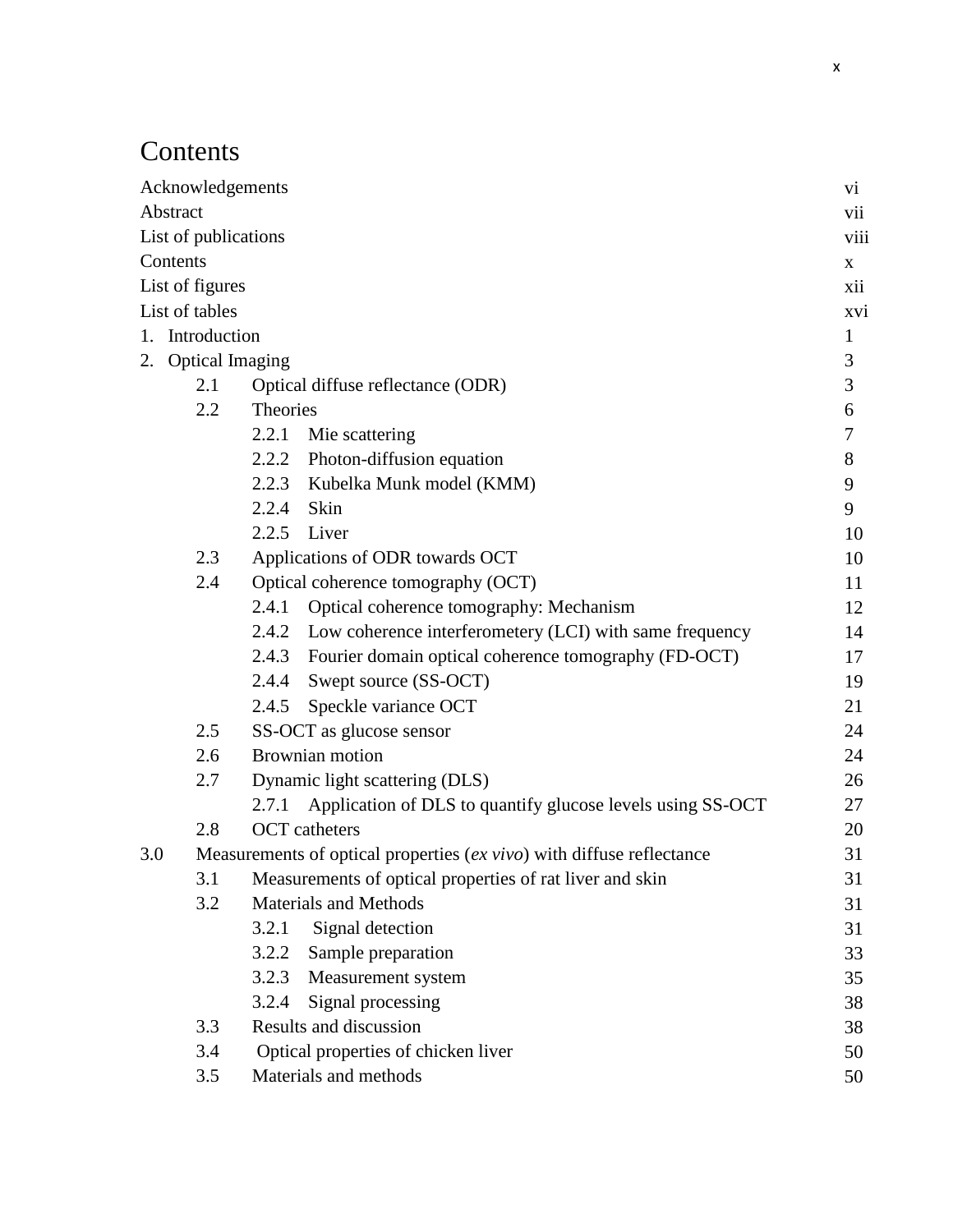# Contents

| | |
|---|---|
| Acknowledgements | vi |
| Abstract | vii |
| List of publications | viii |
| Contents | x |
| List of figures | xii |
| List of tables | xvi |
| 1. Introduction | 1 |
| 2. Optical Imaging | 3 |
| 2.1 Optical diffuse reflectance (ODR) | 3 |
| 2.2 Theories | 6 |
| 2.2.1 Mie scattering | 7 |
| 2.2.2 Photon-diffusion equation | 8 |
| 2.2.3 Kubelka Munk model (KMM) | 9 |
| 2.2.4 Skin | 9 |
| 2.2.5 Liver | 10 |
| 2.3 Applications of ODR towards OCT | 10 |
| 2.4 Optical coherence tomography (OCT) | 11 |
| 2.4.1 Optical coherence tomography: Mechanism | 12 |
| 2.4.2 Low coherence interferometery (LCI) with same frequency | 14 |
| 2.4.3 Fourier domain optical coherence tomography (FD-OCT) | 17 |
| 2.4.4 Swept source (SS-OCT) | 19 |
| 2.4.5 Speckle variance OCT | 21 |
| 2.5 SS-OCT as glucose sensor | 24 |
| 2.6 Brownian motion | 24 |
| 2.7 Dynamic light scattering (DLS) | 26 |
| 2.7.1 Application of DLS to quantify glucose levels using SS-OCT | 27 |
| 2.8 OCT catheters | 20 |
| 3.0 Measurements of optical properties (*ex vivo*) with diffuse reflectance | 31 |
| 3.1 Measurements of optical properties of rat liver and skin | 31 |
| 3.2 Materials and Methods | 31 |
| 3.2.1 Signal detection | 31 |
| 3.2.2 Sample preparation | 33 |
| 3.2.3 Measurement system | 35 |
| 3.2.4 Signal processing | 38 |
| 3.3 Results and discussion | 38 |
| 3.4 Optical properties of chicken liver | 50 |
| 3.5 Materials and methods | 50 |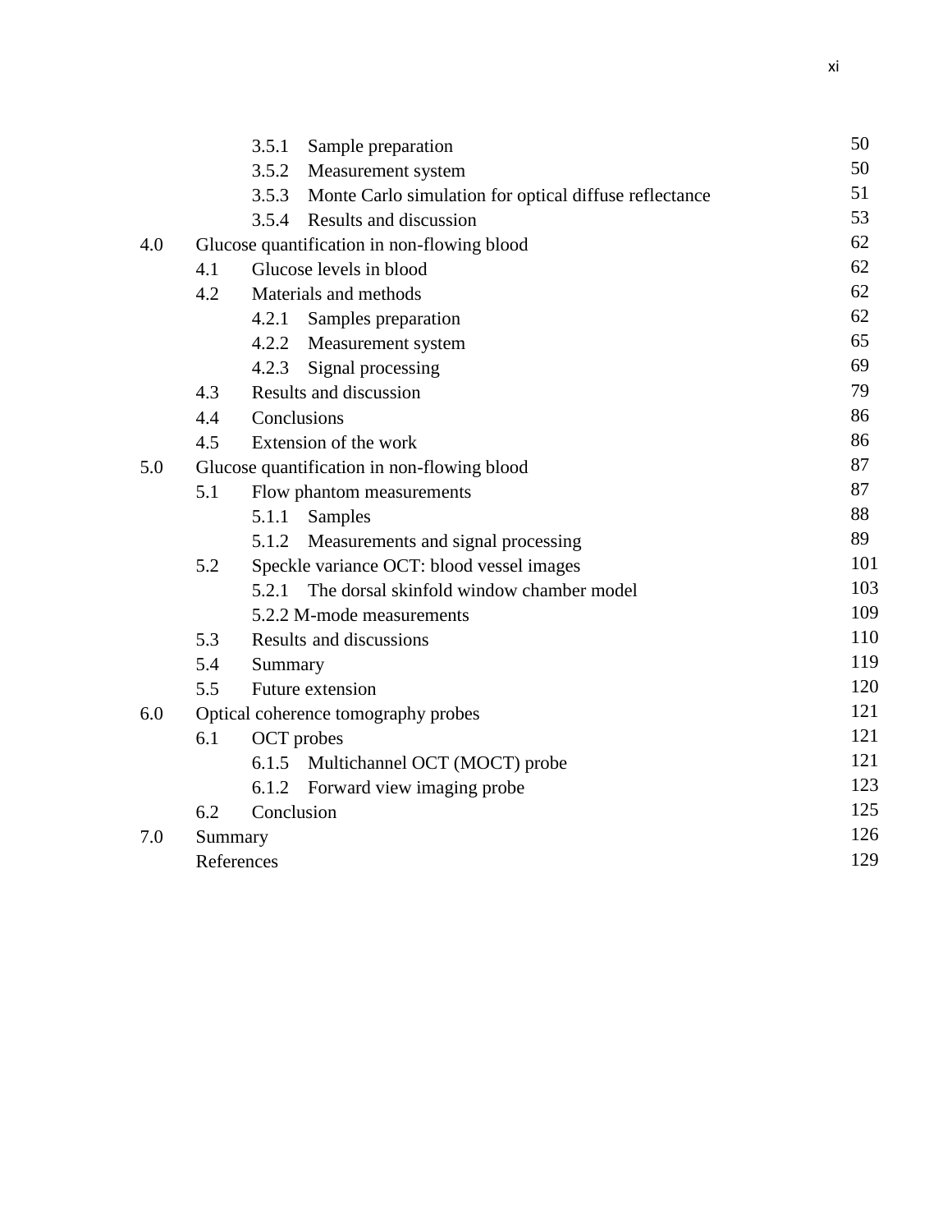| | | | |
|---|---|---|---|
| | | 3.5.1 Sample preparation | 50 |
| | | 3.5.2 Measurement system | 50 |
| | | 3.5.3 Monte Carlo simulation for optical diffuse reflectance | 51 |
| | | 3.5.4 Results and discussion | 53 |
| 4.0 | Glucose quantification in non-flowing blood | | 62 |
| | 4.1 | Glucose levels in blood | 62 |
| | 4.2 | Materials and methods | 62 |
| | | 4.2.1 Samples preparation | 62 |
| | | 4.2.2 Measurement system | 65 |
| | | 4.2.3 Signal processing | 69 |
| | 4.3 | Results and discussion | 79 |
| | 4.4 | Conclusions | 86 |
| | 4.5 | Extension of the work | 86 |
| 5.0 | Glucose quantification in non-flowing blood | | 87 |
| | 5.1 | Flow phantom measurements | 87 |
| | | 5.1.1 Samples | 88 |
| | | 5.1.2 Measurements and signal processing | 89 |
| | 5.2 | Speckle variance OCT: blood vessel images | 101 |
| | | 5.2.1 The dorsal skinfold window chamber model | 103 |
| | | 5.2.2 M-mode measurements | 109 |
| | 5.3 | Results and discussions | 110 |
| | 5.4 | Summary | 119 |
| | 5.5 | Future extension | 120 |
| 6.0 | Optical coherence tomography probes | | 121 |
| | 6.1 | OCT probes | 121 |
| | | 6.1.5 Multichannel OCT (MOCT) probe | 121 |
| | | 6.1.2 Forward view imaging probe | 123 |
| | 6.2 | Conclusion | 125 |
| 7.0 | Summary | | 126 |
| | References | | 129 |